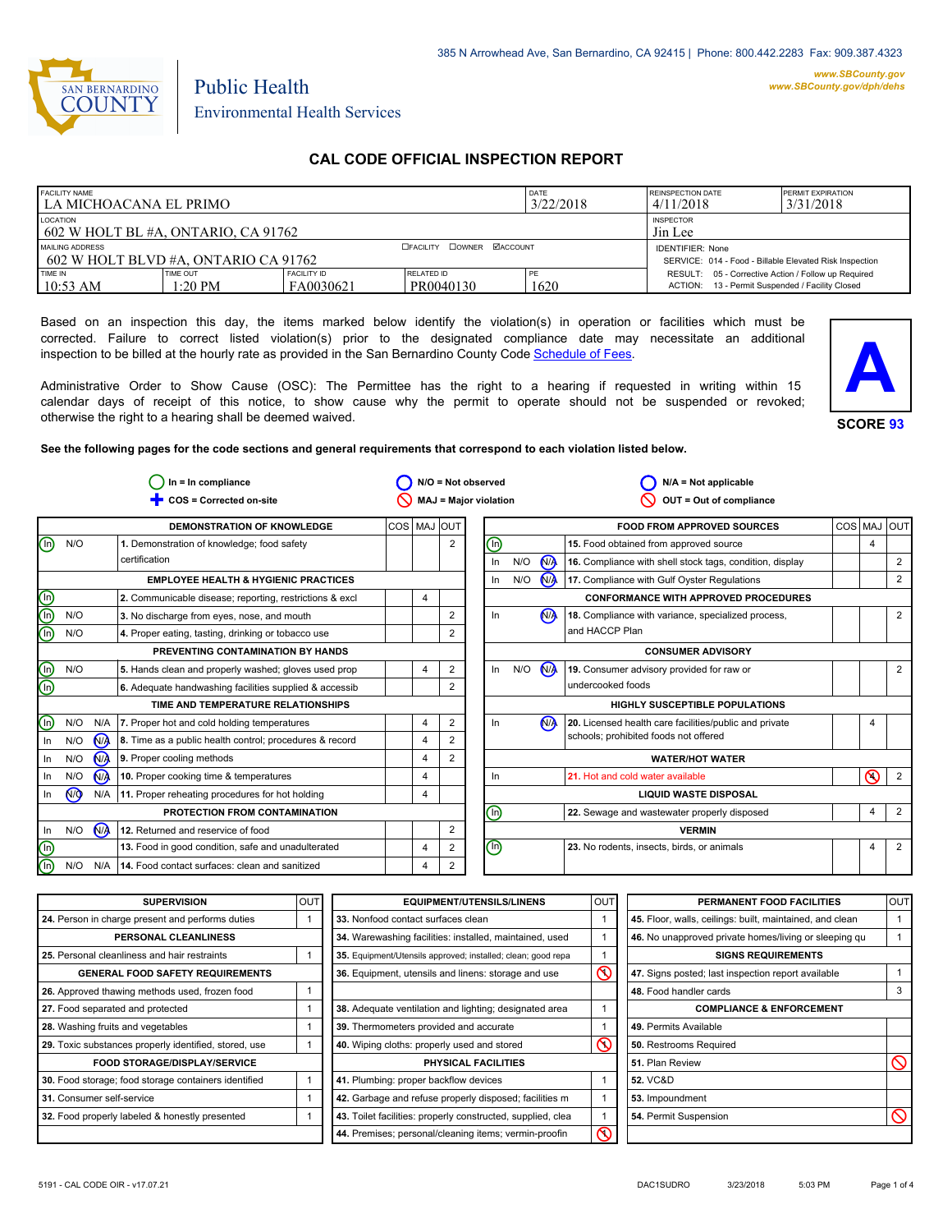385 N Arrowhead Ave, San Bernardino, CA 92415 | Phone: 800.442.2283 Fax: 909.387.4323

www.SBCounty.gov
www.SBCounty.gov/dph/dehs

SAN BERNARDINO COUNTY

Public Health
Environmental Health Services

# CAL CODE OFFICIAL INSPECTION REPORT

| FACILITY NAME | | | | DATE | REINSPECTION DATE | PERMIT EXPIRATION |
|---|---|---|---|---|---|---|
| LA MICHOACANA EL PRIMO | | | | 3/22/2018 | 4/11/2018 | 3/31/2018 |
| LOCATION: 602 W HOLT BL #A, ONTARIO, CA 91762 | | | | | INSPECTOR: Jin Lee | |
| MAILING ADDRESS: 602 W HOLT BLVD #A, ONTARIO CA 91762 | | | ☐FACILITY ☐OWNER ☑ACCOUNT | | IDENTIFIER: None<br>SERVICE: 014 - Food - Billable Elevated Risk Inspection | |
| TIME IN: 10:53 AM | TIME OUT: 1:20 PM | FACILITY ID: FA0030621 | RELATED ID: PR0040130 | PE: 1620 | RESULT: 05 - Corrective Action / Follow up Required<br>ACTION: 13 - Permit Suspended / Facility Closed | |

Based on an inspection this day, the items marked below identify the violation(s) in operation or facilities which must be corrected. Failure to correct listed violation(s) prior to the designated compliance date may necessitate an additional inspection to be billed at the hourly rate as provided in the San Bernardino County Code Schedule of Fees.

Administrative Order to Show Cause (OSC): The Permittee has the right to a hearing if requested in writing within 15 calendar days of receipt of this notice, to show cause why the permit to operate should not be suspended or revoked; otherwise the right to a hearing shall be deemed waived.

**A**

**SCORE 93**

**See the following pages for the code sections and general requirements that correspond to each violation listed below.**

In = In compliance | N/O = Not observed | N/A = Not applicable | COS = Corrected on-site | MAJ = Major violation | OUT = Out of compliance

| Status | | | Item | COS | MAJ | OUT |
|---|---|---|---|---|---|---|
| **DEMONSTRATION OF KNOWLEDGE** | | | | | | |
| (In) | N/O | | 1. Demonstration of knowledge; food safety certification | | | 2 |
| **EMPLOYEE HEALTH & HYGIENIC PRACTICES** | | | | | | |
| (In) | | | 2. Communicable disease; reporting, restrictions & excl | | 4 | |
| (In) | N/O | | 3. No discharge from eyes, nose, and mouth | | | 2 |
| (In) | N/O | | 4. Proper eating, tasting, drinking or tobacco use | | | 2 |
| **PREVENTING CONTAMINATION BY HANDS** | | | | | | |
| (In) | N/O | | 5. Hands clean and properly washed; gloves used prop | | 4 | 2 |
| (In) | | | 6. Adequate handwashing facilities supplied & accessib | | | 2 |
| **TIME AND TEMPERATURE RELATIONSHIPS** | | | | | | |
| (In) | N/O | N/A | 7. Proper hot and cold holding temperatures | | 4 | 2 |
| In | N/O | (N/A) | 8. Time as a public health control; procedures & record | | 4 | 2 |
| In | N/O | (N/A) | 9. Proper cooling methods | | 4 | 2 |
| In | N/O | (N/A) | 10. Proper cooking time & temperatures | | 4 | |
| In | (N/O) | N/A | 11. Proper reheating procedures for hot holding | | 4 | |
| **PROTECTION FROM CONTAMINATION** | | | | | | |
| In | N/O | (N/A) | 12. Returned and reservice of food | | | 2 |
| (In) | | | 13. Food in good condition, safe and unadulterated | | 4 | 2 |
| (In) | N/O | N/A | 14. Food contact surfaces: clean and sanitized | | 4 | 2 |
| **FOOD FROM APPROVED SOURCES** | | | | | | |
| (In) | | | 15. Food obtained from approved source | | 4 | |
| In | N/O | (N/A) | 16. Compliance with shell stock tags, condition, display | | | 2 |
| In | N/O | (N/A) | 17. Compliance with Gulf Oyster Regulations | | | 2 |
| **CONFORMANCE WITH APPROVED PROCEDURES** | | | | | | |
| In | | (N/A) | 18. Compliance with variance, specialized process, and HACCP Plan | | | 2 |
| **CONSUMER ADVISORY** | | | | | | |
| In | N/O | (N/A) | 19. Consumer advisory provided for raw or undercooked foods | | | 2 |
| **HIGHLY SUSCEPTIBLE POPULATIONS** | | | | | | |
| In | | (N/A) | 20. Licensed health care facilities/public and private schools; prohibited foods not offered | | 4 | |
| **WATER/HOT WATER** | | | | | | |
| In | | | 21. Hot and cold water available | | (MAJ) 4 | 2 |
| **LIQUID WASTE DISPOSAL** | | | | | | |
| (In) | | | 22. Sewage and wastewater properly disposed | | 4 | 2 |
| **VERMIN** | | | | | | |
| (In) | | | 23. No rodents, insects, birds, or animals | | 4 | 2 |

| Item | OUT |
|---|---|
| **SUPERVISION** | |
| 24. Person in charge present and performs duties | 1 |
| **PERSONAL CLEANLINESS** | |
| 25. Personal cleanliness and hair restraints | 1 |
| **GENERAL FOOD SAFETY REQUIREMENTS** | |
| 26. Approved thawing methods used, frozen food | 1 |
| 27. Food separated and protected | 1 |
| 28. Washing fruits and vegetables | 1 |
| 29. Toxic substances properly identified, stored, use | 1 |
| **FOOD STORAGE/DISPLAY/SERVICE** | |
| 30. Food storage; food storage containers identified | 1 |
| 31. Consumer self-service | 1 |
| 32. Food properly labeled & honestly presented | 1 |
| **EQUIPMENT/UTENSILS/LINENS** | |
| 33. Nonfood contact surfaces clean | 1 |
| 34. Warewashing facilities: installed, maintained, used | 1 |
| 35. Equipment/Utensils approved; installed; clean; good repa | 1 |
| 36. Equipment, utensils and linens: storage and use | (OUT) 1 |
| 38. Adequate ventilation and lighting; designated area | 1 |
| 39. Thermometers provided and accurate | 1 |
| 40. Wiping cloths: properly used and stored | (OUT) 1 |
| **PHYSICAL FACILITIES** | |
| 41. Plumbing: proper backflow devices | 1 |
| 42. Garbage and refuse properly disposed; facilities m | 1 |
| 43. Toilet facilities: properly constructed, supplied, clea | 1 |
| 44. Premises; personal/cleaning items; vermin-proofin | (OUT) 1 |
| **PERMANENT FOOD FACILITIES** | |
| 45. Floor, walls, ceilings: built, maintained, and clean | 1 |
| 46. No unapproved private homes/living or sleeping qu | 1 |
| **SIGNS REQUIREMENTS** | |
| 47. Signs posted; last inspection report available | 1 |
| 48. Food handler cards | 3 |
| **COMPLIANCE & ENFORCEMENT** | |
| 49. Permits Available | |
| 50. Restrooms Required | |
| 51. Plan Review | (OUT) |
| 52. VC&D | |
| 53. Impoundment | |
| 54. Permit Suspension | (OUT) |

5191 - CAL CODE OIR - v17.07.21 | DAC1SUDRO | 3/23/2018 | 5:03 PM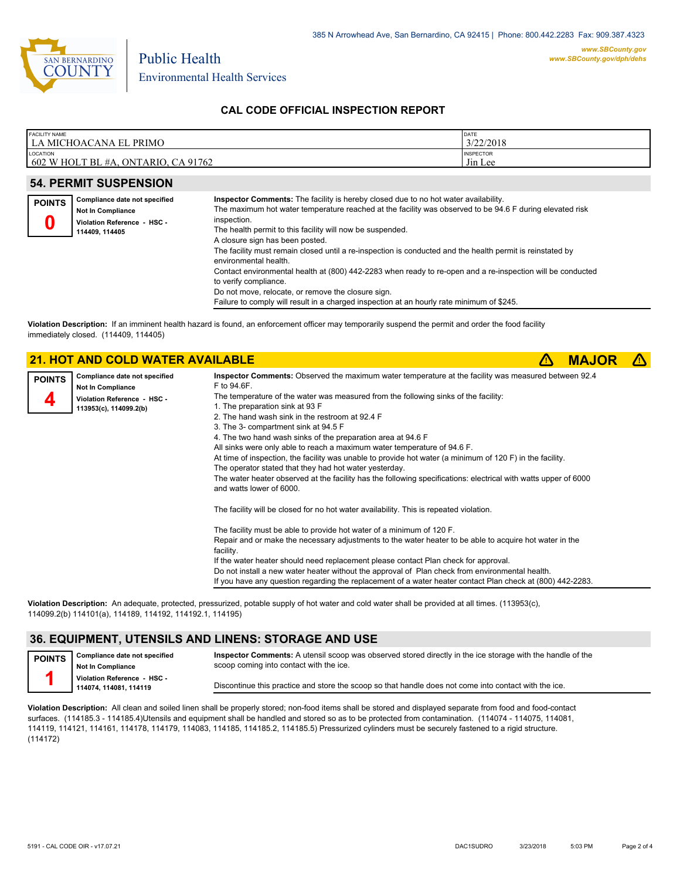385 N Arrowhead Ave, San Bernardino, CA 92415 | Phone: 800.442.2283 Fax: 909.387.4323

***www.SBCounty.gov***
***www.SBCounty.gov/dph/dehs***

Public Health
Environmental Health Services

## CAL CODE OFFICIAL INSPECTION REPORT

| FACILITY NAME | DATE |
|---|---|
| LA MICHOACANA EL PRIMO | 3/22/2018 |
| **LOCATION** | **INSPECTOR** |
| 602 W HOLT BL #A, ONTARIO, CA 91762 | Jin Lee |

## 54. PERMIT SUSPENSION

**POINTS**
**0**

**Compliance date not specified**
**Not In Compliance**
**Violation Reference - HSC - 114409, 114405**

**Inspector Comments:** The facility is hereby closed due to no hot water availability.
The maximum hot water temperature reached at the facility was observed to be 94.6 F during elevated risk inspection.
The health permit to this facility will now be suspended.
A closure sign has been posted.
The facility must remain closed until a re-inspection is conducted and the health permit is reinstated by environmental health.
Contact environmental health at (800) 442-2283 when ready to re-open and a re-inspection will be conducted to verify compliance.
Do not move, relocate, or remove the closure sign.
Failure to comply will result in a charged inspection at an hourly rate minimum of $245.

**Violation Description:** If an imminent health hazard is found, an enforcement officer may temporarily suspend the permit and order the food facility immediately closed. (114409, 114405)

## 21. HOT AND COLD WATER AVAILABLE ⚠ MAJOR ⚠

**POINTS**
**4**

**Compliance date not specified**
**Not In Compliance**
**Violation Reference - HSC - 113953(c), 114099.2(b)**

**Inspector Comments:** Observed the maximum water temperature at the facility was measured between 92.4 F to 94.6F.
The temperature of the water was measured from the following sinks of the facility:
1. The preparation sink at 93 F
2. The hand wash sink in the restroom at 92.4 F
3. The 3- compartment sink at 94.5 F
4. The two hand wash sinks of the preparation area at 94.6 F
All sinks were only able to reach a maximum water temperature of 94.6 F.
At time of inspection, the facility was unable to provide hot water (a minimum of 120 F) in the facility.
The operator stated that they had hot water yesterday.
The water heater observed at the facility has the following specifications: electrical with watts upper of 6000 and watts lower of 6000.

The facility will be closed for no hot water availability. This is repeated violation.

The facility must be able to provide hot water of a minimum of 120 F.
Repair and or make the necessary adjustments to the water heater to be able to acquire hot water in the facility.
If the water heater should need replacement please contact Plan check for approval.
Do not install a new water heater without the approval of Plan check from environmental health.
If you have any question regarding the replacement of a water heater contact Plan check at (800) 442-2283.

**Violation Description:** An adequate, protected, pressurized, potable supply of hot water and cold water shall be provided at all times. (113953(c), 114099.2(b) 114101(a), 114189, 114192, 114192.1, 114195)

## 36. EQUIPMENT, UTENSILS AND LINENS: STORAGE AND USE

**POINTS**
**1**

**Compliance date not specified**
**Not In Compliance**
**Violation Reference - HSC - 114074, 114081, 114119**

**Inspector Comments:** A utensil scoop was observed stored directly in the ice storage with the handle of the scoop coming into contact with the ice.

Discontinue this practice and store the scoop so that handle does not come into contact with the ice.

**Violation Description:** All clean and soiled linen shall be properly stored; non-food items shall be stored and displayed separate from food and food-contact surfaces. (114185.3 - 114185.4)Utensils and equipment shall be handled and stored so as to be protected from contamination. (114074 - 114075, 114081, 114119, 114121, 114161, 114178, 114179, 114083, 114185, 114185.2, 114185.5) Pressurized cylinders must be securely fastened to a rigid structure. (114172)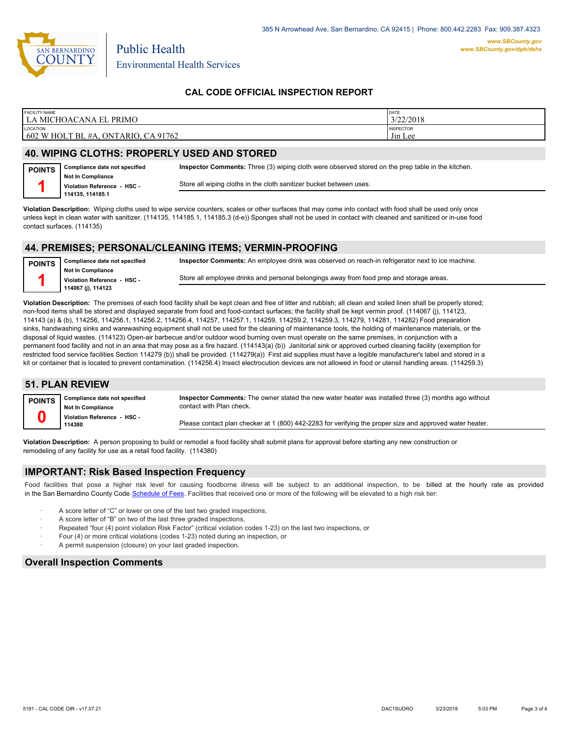385 N Arrowhead Ave, San Bernardino, CA 92415 | Phone: 800.442.2283 Fax: 909.387.4323

www.SBCounty.gov
www.SBCounty.gov/dph/dehs

Public Health
Environmental Health Services

## CAL CODE OFFICIAL INSPECTION REPORT

| FACILITY NAME | DATE |
| --- | --- |
| LA MICHOACANA EL PRIMO | 3/22/2018 |
| **LOCATION** | **INSPECTOR** |
| 602 W HOLT BL #A, ONTARIO, CA 91762 | Jin Lee |

## 40. WIPING CLOTHS: PROPERLY USED AND STORED

**POINTS** 1

**Compliance date not specified**
**Not In Compliance**
**Violation Reference - HSC - 114135, 114185.1**

**Inspector Comments:** Three (3) wiping cloth were observed stored on the prep table in the kitchen.

Store all wiping cloths in the cloth sanitizer bucket between uses.

**Violation Description:** Wiping cloths used to wipe service counters, scales or other surfaces that may come into contact with food shall be used only once unless kept in clean water with sanitizer. (114135, 114185.1, 114185.3 (d-e)) Sponges shall not be used in contact with cleaned and sanitized or in-use food contact surfaces. (114135)

## 44. PREMISES; PERSONAL/CLEANING ITEMS; VERMIN-PROOFING

**POINTS** 1

**Compliance date not specified**
**Not In Compliance**
**Violation Reference - HSC - 114067 (j), 114123**

**Inspector Comments:** An employee drink was observed on reach-in refrigerator next to ice machine.

Store all employee drinks and personal belongings away from food prep and storage areas.

**Violation Description:** The premises of each food facility shall be kept clean and free of litter and rubbish; all clean and soiled linen shall be properly stored; non-food items shall be stored and displayed separate from food and food-contact surfaces; the facility shall be kept vermin proof. (114067 (j), 114123, 114143 (a) & (b), 114256, 114256.1, 114256.2, 114256.4, 114257, 114257.1, 114259, 114259.2, 114259.3, 114279, 114281, 114282) Food preparation sinks, handwashing sinks and warewashing equipment shall not be used for the cleaning of maintenance tools, the holding of maintenance materials, or the disposal of liquid wastes. (114123) Open-air barbecue and/or outdoor wood burning oven must operate on the same premises, in conjunction with a permanent food facility and not in an area that may pose as a fire hazard. (114143(a) (b)) Janitorial sink or approved curbed cleaning facility (exemption for restricted food service facilities Section 114279 (b)) shall be provided. (114279(a)) First aid supplies must have a legible manufacturer's label and stored in a kit or container that is located to prevent contamination. (114256.4) Insect electrocution devices are not allowed in food or utensil handling areas. (114259.3)

## 51. PLAN REVIEW

**POINTS** 0

**Compliance date not specified**
**Not In Compliance**
**Violation Reference - HSC - 114380**

**Inspector Comments:** The owner stated the new water heater was installed three (3) months ago without contact with Plan check.

Please contact plan checker at 1 (800) 442-2283 for verifying the proper size and approved water heater.

**Violation Description:** A person proposing to build or remodel a food facility shall submit plans for approval before starting any new construction or remodeling of any facility for use as a retail food facility. (114380)

## IMPORTANT: Risk Based Inspection Frequency

Food facilities that pose a higher risk level for causing foodborne illness will be subject to an additional inspection, to be billed at the hourly rate as provided in the San Bernardino County Code Schedule of Fees. Facilities that received one or more of the following will be elevated to a high risk tier:

- A score letter of "C" or lower on one of the last two graded inspections,
- A score letter of "B" on two of the last three graded inspections,
- Repeated "four (4) point violation Risk Factor" (critical violation codes 1-23) on the last two inspections, or
- Four (4) or more critical violations (codes 1-23) noted during an inspection, or
- A permit suspension (closure) on your last graded inspection.

## Overall Inspection Comments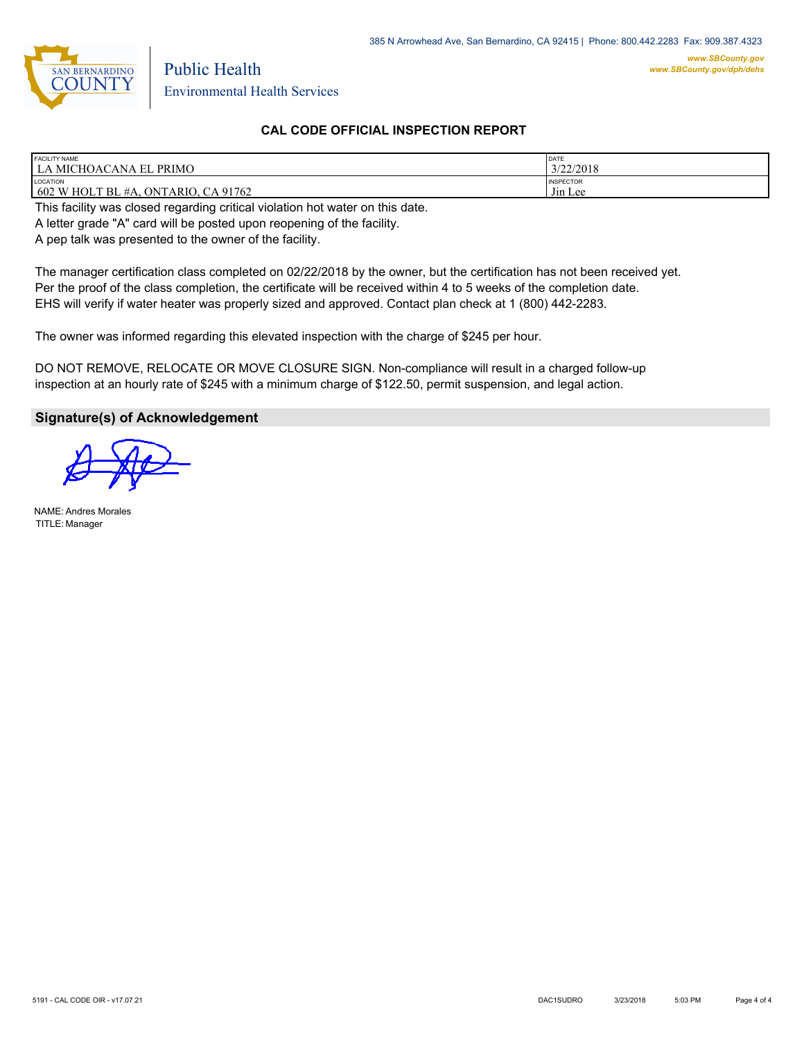385 N Arrowhead Ave, San Bernardino, CA 92415 | Phone: 800.442.2283 Fax: 909.387.4323

*www.SBCounty.gov*
*www.SBCounty.gov/dph/dehs*

Public Health
Environmental Health Services

## CAL CODE OFFICIAL INSPECTION REPORT

| FACILITY NAME | DATE |
|---|---|
| LA MICHOACANA EL PRIMO | 3/22/2018 |
| **LOCATION** | **INSPECTOR** |
| 602 W HOLT BL #A, ONTARIO, CA 91762 | Jin Lee |

This facility was closed regarding critical violation hot water on this date.
A letter grade "A" card will be posted upon reopening of the facility.
A pep talk was presented to the owner of the facility.

The manager certification class completed on 02/22/2018 by the owner, but the certification has not been received yet.
Per the proof of the class completion, the certificate will be received within 4 to 5 weeks of the completion date.
EHS will verify if water heater was properly sized and approved. Contact plan check at 1 (800) 442-2283.

The owner was informed regarding this elevated inspection with the charge of $245 per hour.

DO NOT REMOVE, RELOCATE OR MOVE CLOSURE SIGN. Non-compliance will result in a charged follow-up inspection at an hourly rate of $245 with a minimum charge of $122.50, permit suspension, and legal action.

### Signature(s) of Acknowledgement

NAME: Andres Morales
TITLE: Manager

5191 - CAL CODE OIR - v17.07.21 DAC1SUDRO 3/23/2018 5:03 PM